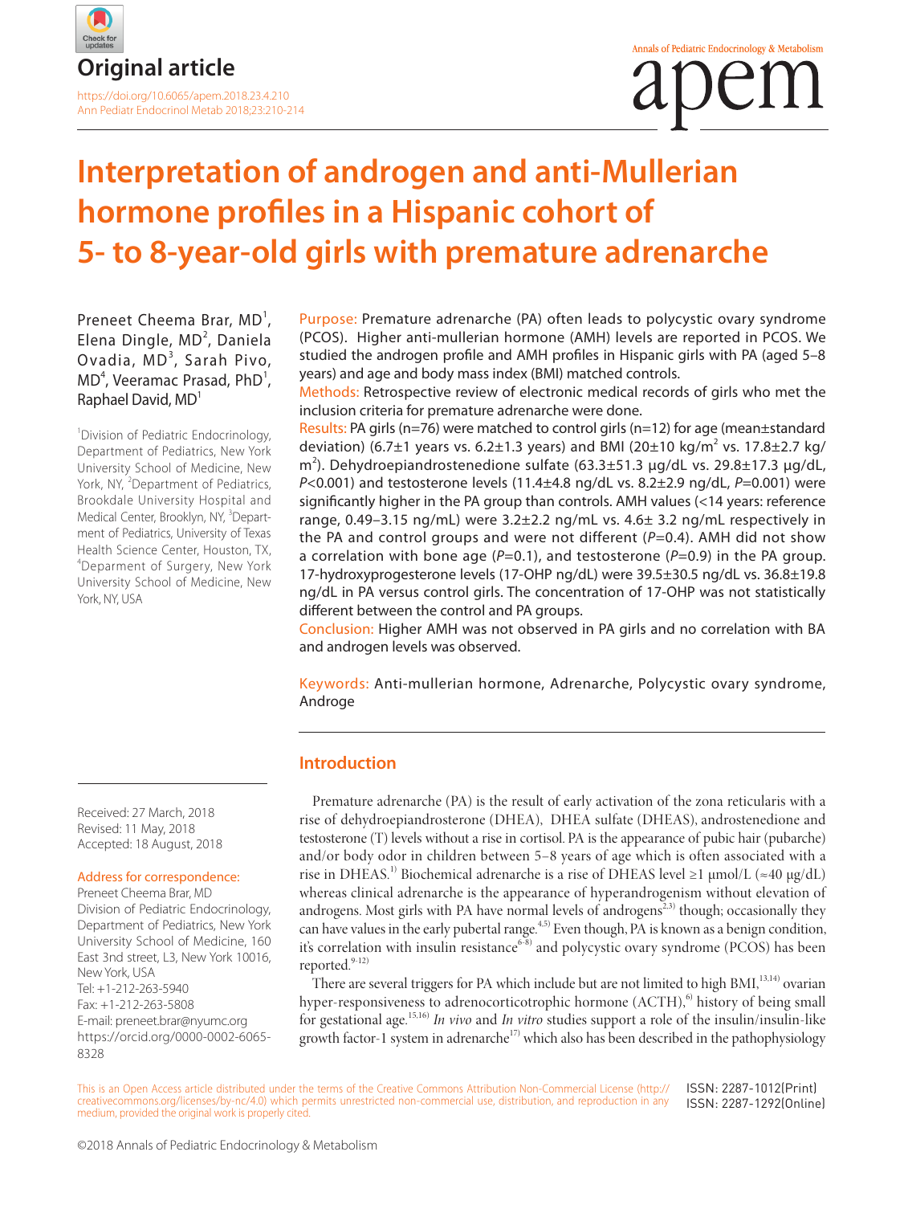Original article

https://doi.org/10.6065/apem.2018.23.4.210
Ann Pediatr Endocrinol Metab 2018;23:210-214

# Interpretation of androgen and anti-Mullerian hormone profiles in a Hispanic cohort of 5- to 8-year-old girls with premature adrenarche

Preneet Cheema Brar, MD[1], Elena Dingle, MD[2], Daniela Ovadia, MD[3], Sarah Pivo, MD[4], Veeramac Prasad, PhD[1], Raphael David, MD[1]

[1]Division of Pediatric Endocrinology, Department of Pediatrics, New York University School of Medicine, New York, NY, [2]Department of Pediatrics, Brookdale University Hospital and Medical Center, Brooklyn, NY, [3]Department of Pediatrics, University of Texas Health Science Center, Houston, TX, [4]Deparment of Surgery, New York University School of Medicine, New York, NY, USA

**Purpose:** Premature adrenarche (PA) often leads to polycystic ovary syndrome (PCOS). Higher anti-mullerian hormone (AMH) levels are reported in PCOS. We studied the androgen profile and AMH profiles in Hispanic girls with PA (aged 5–8 years) and age and body mass index (BMI) matched controls.

**Methods:** Retrospective review of electronic medical records of girls who met the inclusion criteria for premature adrenarche were done.

**Results:** PA girls (n=76) were matched to control girls (n=12) for age (mean±standard deviation) (6.7±1 years vs. 6.2±1.3 years) and BMI (20±10 kg/m$^2$ vs. 17.8±2.7 kg/m$^2$). Dehydroepiandrostenedione sulfate (63.3±51.3 µg/dL vs. 29.8±17.3 µg/dL, $P$<0.001) and testosterone levels (11.4±4.8 ng/dL vs. 8.2±2.9 ng/dL, $P$=0.001) were significantly higher in the PA group than controls. AMH values (<14 years: reference range, 0.49–3.15 ng/mL) were 3.2±2.2 ng/mL vs. 4.6± 3.2 ng/mL respectively in the PA and control groups and were not different ($P$=0.4). AMH did not show a correlation with bone age ($P$=0.1), and testosterone ($P$=0.9) in the PA group. 17-hydroxyprogesterone levels (17-OHP ng/dL) were 39.5±30.5 ng/dL vs. 36.8±19.8 ng/dL in PA versus control girls. The concentration of 17-OHP was not statistically different between the control and PA groups.

**Conclusion:** Higher AMH was not observed in PA girls and no correlation with BA and androgen levels was observed.

**Keywords:** Anti-mullerian hormone, Adrenarche, Polycystic ovary syndrome, Androge

Received: 27 March, 2018
Revised: 11 May, 2018
Accepted: 18 August, 2018

Address for correspondence:
Preneet Cheema Brar, MD
Division of Pediatric Endocrinology, Department of Pediatrics, New York University School of Medicine, 160 East 3nd street, L3, New York 10016, New York, USA
Tel: +1-212-263-5940
Fax: +1-212-263-5808
E-mail: preneet.brar@nyumc.org
https://orcid.org/0000-0002-6065-8328

## Introduction

Premature adrenarche (PA) is the result of early activation of the zona reticularis with a rise of dehydroepiandrosterone (DHEA), DHEA sulfate (DHEAS), androstenedione and testosterone (T) levels without a rise in cortisol. PA is the appearance of pubic hair (pubarche) and/or body odor in children between 5–8 years of age which is often associated with a rise in DHEAS.[1)] Biochemical adrenarche is a rise of DHEAS level ≥1 µmol/L (≈40 µg/dL) whereas clinical adrenarche is the appearance of hyperandrogenism without elevation of androgens. Most girls with PA have normal levels of androgens[2,3)] though; occasionally they can have values in the early pubertal range.[4,5)] Even though, PA is known as a benign condition, it's correlation with insulin resistance[6-8)] and polycystic ovary syndrome (PCOS) has been reported.[9-12)]

There are several triggers for PA which include but are not limited to high BMI,[13,14)] ovarian hyper-responsiveness to adrenocorticotrophic hormone (ACTH),[6)] history of being small for gestational age.[15,16)] *In vivo* and *In vitro* studies support a role of the insulin/insulin-like growth factor-1 system in adrenarche[17)] which also has been described in the pathophysiology

This is an Open Access article distributed under the terms of the Creative Commons Attribution Non-Commercial License (http://creativecommons.org/licenses/by-nc/4.0) which permits unrestricted non-commercial use, distribution, and reproduction in any medium, provided the original work is properly cited.

ISSN: 2287-1012(Print)
ISSN: 2287-1292(Online)

©2018 Annals of Pediatric Endocrinology & Metabolism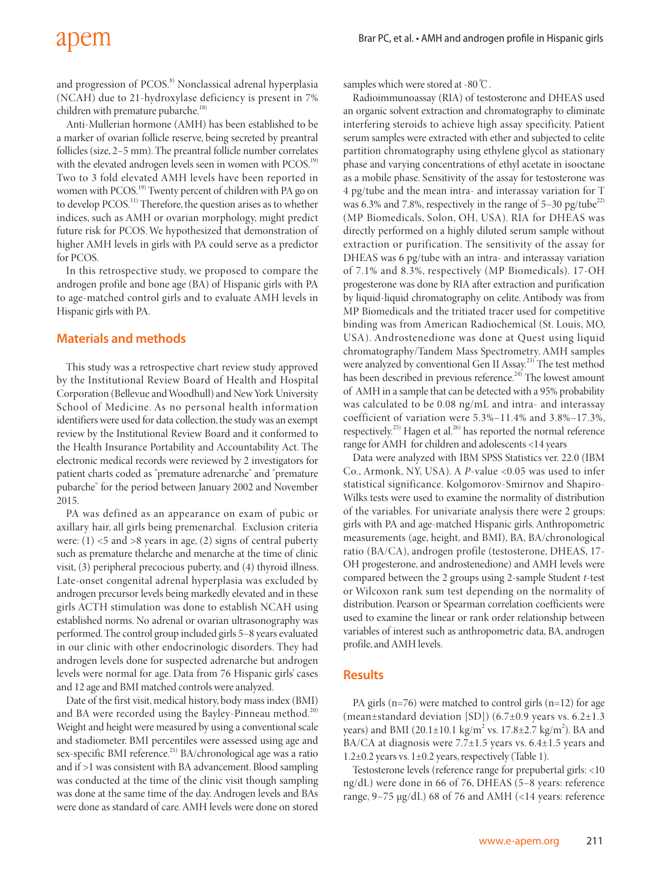and progression of PCOS.[8] Nonclassical adrenal hyperplasia (NCAH) due to 21-hydroxylase deficiency is present in 7% children with premature pubarche.[18]

Anti-Mullerian hormone (AMH) has been established to be a marker of ovarian follicle reserve, being secreted by preantral follicles (size, 2–5 mm). The preantral follicle number correlates with the elevated androgen levels seen in women with PCOS.[19] Two to 3 fold elevated AMH levels have been reported in women with PCOS.[19] Twenty percent of children with PA go on to develop PCOS.[11] Therefore, the question arises as to whether indices, such as AMH or ovarian morphology, might predict future risk for PCOS. We hypothesized that demonstration of higher AMH levels in girls with PA could serve as a predictor for PCOS.

In this retrospective study, we proposed to compare the androgen profile and bone age (BA) of Hispanic girls with PA to age-matched control girls and to evaluate AMH levels in Hispanic girls with PA.

## Materials and methods

This study was a retrospective chart review study approved by the Institutional Review Board of Health and Hospital Corporation (Bellevue and Woodhull) and New York University School of Medicine. As no personal health information identifiers were used for data collection, the study was an exempt review by the Institutional Review Board and it conformed to the Health Insurance Portability and Accountability Act. The electronic medical records were reviewed by 2 investigators for patient charts coded as "premature adrenarche" and "premature pubarche" for the period between January 2002 and November 2015.

PA was defined as an appearance on exam of pubic or axillary hair, all girls being premenarchal. Exclusion criteria were: (1) <5 and >8 years in age, (2) signs of central puberty such as premature thelarche and menarche at the time of clinic visit, (3) peripheral precocious puberty, and (4) thyroid illness. Late-onset congenital adrenal hyperplasia was excluded by androgen precursor levels being markedly elevated and in these girls ACTH stimulation was done to establish NCAH using established norms. No adrenal or ovarian ultrasonography was performed. The control group included girls 5–8 years evaluated in our clinic with other endocrinologic disorders. They had androgen levels done for suspected adrenarche but androgen levels were normal for age. Data from 76 Hispanic girls' cases and 12 age and BMI matched controls were analyzed.

Date of the first visit, medical history, body mass index (BMI) and BA were recorded using the Bayley-Pinneau method.[20] Weight and height were measured by using a conventional scale and stadiometer. BMI percentiles were assessed using age and sex-specific BMI reference.[21] BA/chronological age was a ratio and if >1 was consistent with BA advancement. Blood sampling was conducted at the time of the clinic visit though sampling was done at the same time of the day. Androgen levels and BAs were done as standard of care. AMH levels were done on stored samples which were stored at -80℃.

Radioimmunoassay (RIA) of testosterone and DHEAS used an organic solvent extraction and chromatography to eliminate interfering steroids to achieve high assay specificity. Patient serum samples were extracted with ether and subjected to celite partition chromatography using ethylene glycol as stationary phase and varying concentrations of ethyl acetate in isooctane as a mobile phase. Sensitivity of the assay for testosterone was 4 pg/tube and the mean intra- and interassay variation for T was 6.3% and 7.8%, respectively in the range of 5–30 pg/tube[22] (MP Biomedicals, Solon, OH, USA). RIA for DHEAS was directly performed on a highly diluted serum sample without extraction or purification. The sensitivity of the assay for DHEAS was 6 pg/tube with an intra- and interassay variation of 7.1% and 8.3%, respectively (MP Biomedicals). 17-OH progesterone was done by RIA after extraction and purification by liquid-liquid chromatography on celite. Antibody was from MP Biomedicals and the tritiated tracer used for competitive binding was from American Radiochemical (St. Louis, MO, USA). Androstenedione was done at Quest using liquid chromatography/Tandem Mass Spectrometry. AMH samples were analyzed by conventional Gen II Assay.[23] The test method has been described in previous reference.[24] The lowest amount of AMH in a sample that can be detected with a 95% probability was calculated to be 0.08 ng/mL and intra- and interassay coefficient of variation were 5.3%–11.4% and 3.8%–17.3%, respectively.[25] Hagen et al.[26] has reported the normal reference range for AMH for children and adolescents <14 years

Data were analyzed with IBM SPSS Statistics ver. 22.0 (IBM Co., Armonk, NY, USA). A *P*-value <0.05 was used to infer statistical significance. Kolgomorov-Smirnov and Shapiro-Wilks tests were used to examine the normality of distribution of the variables. For univariate analysis there were 2 groups: girls with PA and age-matched Hispanic girls. Anthropometric measurements (age, height, and BMI), BA, BA/chronological ratio (BA/CA), androgen profile (testosterone, DHEAS, 17-OH progesterone, and androstenedione) and AMH levels were compared between the 2 groups using 2-sample Student *t*-test or Wilcoxon rank sum test depending on the normality of distribution. Pearson or Spearman correlation coefficients were used to examine the linear or rank order relationship between variables of interest such as anthropometric data, BA, androgen profile, and AMH levels.

## Results

PA girls (n=76) were matched to control girls (n=12) for age (mean±standard deviation [SD]) (6.7±0.9 years vs. 6.2±1.3 years) and BMI (20.1±10.1 kg/m$^2$ vs. 17.8±2.7 kg/m$^2$). BA and BA/CA at diagnosis were 7.7±1.5 years vs. 6.4±1.5 years and 1.2±0.2 years vs. 1±0.2 years, respectively (Table 1).

Testosterone levels (reference range for prepubertal girls: <10 ng/dL) were done in 66 of 76, DHEAS (5–8 years: reference range, 9–75 μg/dL) 68 of 76 and AMH (<14 years: reference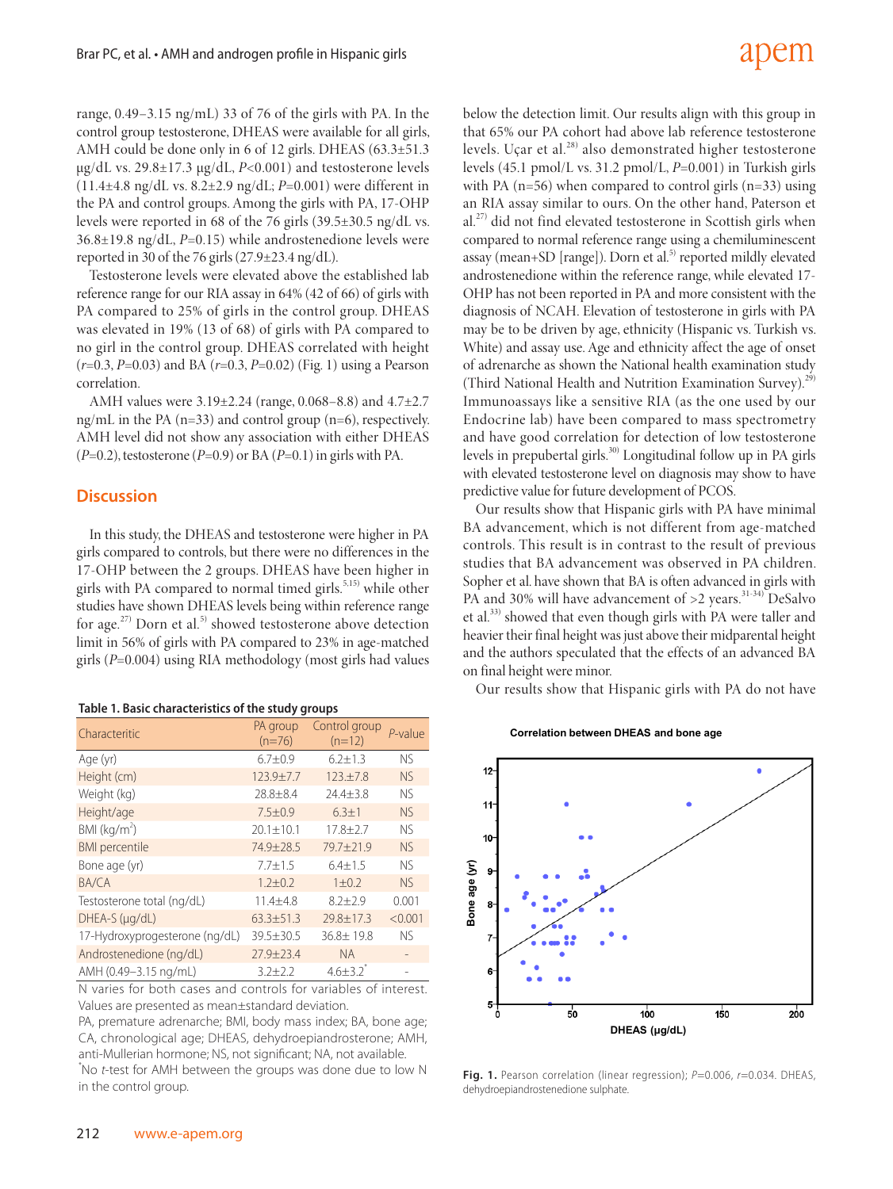range, 0.49–3.15 ng/mL) 33 of 76 of the girls with PA. In the control group testosterone, DHEAS were available for all girls, AMH could be done only in 6 of 12 girls. DHEAS (63.3±51.3 μg/dL vs. 29.8±17.3 μg/dL, *P*<0.001) and testosterone levels (11.4±4.8 ng/dL vs. 8.2±2.9 ng/dL; *P*=0.001) were different in the PA and control groups. Among the girls with PA, 17-OHP levels were reported in 68 of the 76 girls (39.5±30.5 ng/dL vs. 36.8±19.8 ng/dL, *P*=0.15) while androstenedione levels were reported in 30 of the 76 girls (27.9±23.4 ng/dL).

Testosterone levels were elevated above the established lab reference range for our RIA assay in 64% (42 of 66) of girls with PA compared to 25% of girls in the control group. DHEAS was elevated in 19% (13 of 68) of girls with PA compared to no girl in the control group. DHEAS correlated with height (*r*=0.3, *P*=0.03) and BA (*r*=0.3, *P*=0.02) (Fig. 1) using a Pearson correlation.

AMH values were 3.19±2.24 (range, 0.068–8.8) and 4.7±2.7 ng/mL in the PA (n=33) and control group (n=6), respectively. AMH level did not show any association with either DHEAS (*P*=0.2), testosterone (*P*=0.9) or BA (*P*=0.1) in girls with PA.

## Discussion

In this study, the DHEAS and testosterone were higher in PA girls compared to controls, but there were no differences in the 17-OHP between the 2 groups. DHEAS have been higher in girls with PA compared to normal timed girls.[5,15] while other studies have shown DHEAS levels being within reference range for age.[27] Dorn et al.[5] showed testosterone above detection limit in 56% of girls with PA compared to 23% in age-matched girls (*P*=0.004) using RIA methodology (most girls had values below the detection limit. Our results align with this group in that 65% our PA cohort had above lab reference testosterone levels. Uçar et al.[28] also demonstrated higher testosterone levels (45.1 pmol/L vs. 31.2 pmol/L, *P*=0.001) in Turkish girls with PA (n=56) when compared to control girls (n=33) using an RIA assay similar to ours. On the other hand, Paterson et al.[27] did not find elevated testosterone in Scottish girls when compared to normal reference range using a chemiluminescent assay (mean+SD [range]). Dorn et al.[5] reported mildly elevated androstenedione within the reference range, while elevated 17-OHP has not been reported in PA and more consistent with the diagnosis of NCAH. Elevation of testosterone in girls with PA may be to be driven by age, ethnicity (Hispanic vs. Turkish vs. White) and assay use. Age and ethnicity affect the age of onset of adrenarche as shown the National health examination study (Third National Health and Nutrition Examination Survey).[29] Immunoassays like a sensitive RIA (as the one used by our Endocrine lab) have been compared to mass spectrometry and have good correlation for detection of low testosterone levels in prepubertal girls.[30] Longitudinal follow up in PA girls with elevated testosterone level on diagnosis may show to have predictive value for future development of PCOS.

Our results show that Hispanic girls with PA have minimal BA advancement, which is not different from age-matched controls. This result is in contrast to the result of previous studies that BA advancement was observed in PA children. Sopher et al. have shown that BA is often advanced in girls with PA and 30% will have advancement of >2 years.[31-34] DeSalvo et al.[33] showed that even though girls with PA were taller and heavier their final height was just above their midparental height and the authors speculated that the effects of an advanced BA on final height were minor.

Our results show that Hispanic girls with PA do not have

**Table 1. Basic characteristics of the study groups**

| Characteritic | PA group (n=76) | Control group (n=12) | *P*-value |
|---|---|---|---|
| Age (yr) | 6.7±0.9 | 6.2±1.3 | NS |
| Height (cm) | 123.9±7.7 | 123.±7.8 | NS |
| Weight (kg) | 28.8±8.4 | 24.4±3.8 | NS |
| Height/age | 7.5±0.9 | 6.3±1 | NS |
| BMI (kg/m$^2$) | 20.1±10.1 | 17.8±2.7 | NS |
| BMI percentile | 74.9±28.5 | 79.7±21.9 | NS |
| Bone age (yr) | 7.7±1.5 | 6.4±1.5 | NS |
| BA/CA | 1.2±0.2 | 1±0.2 | NS |
| Testosterone total (ng/dL) | 11.4±4.8 | 8.2±2.9 | 0.001 |
| DHEA-S (μg/dL) | 63.3±51.3 | 29.8±17.3 | <0.001 |
| 17-Hydroxyprogesterone (ng/dL) | 39.5±30.5 | 36.8± 19.8 | NS |
| Androstenedione (ng/dL) | 27.9±23.4 | NA | - |
| AMH (0.49–3.15 ng/mL) | 3.2±2.2 | 4.6±3.2* | - |

N varies for both cases and controls for variables of interest. Values are presented as mean±standard deviation.
PA, premature adrenarche; BMI, body mass index; BA, bone age; CA, chronological age; DHEAS, dehydroepiandrosterone; AMH, anti-Mullerian hormone; NS, not significant; NA, not available.
*No *t*-test for AMH between the groups was done due to low N in the control group.

**Fig. 1.** Pearson correlation (linear regression); *P*=0.006, *r*=0.034. DHEAS, dehydroepiandrostenedione sulphate.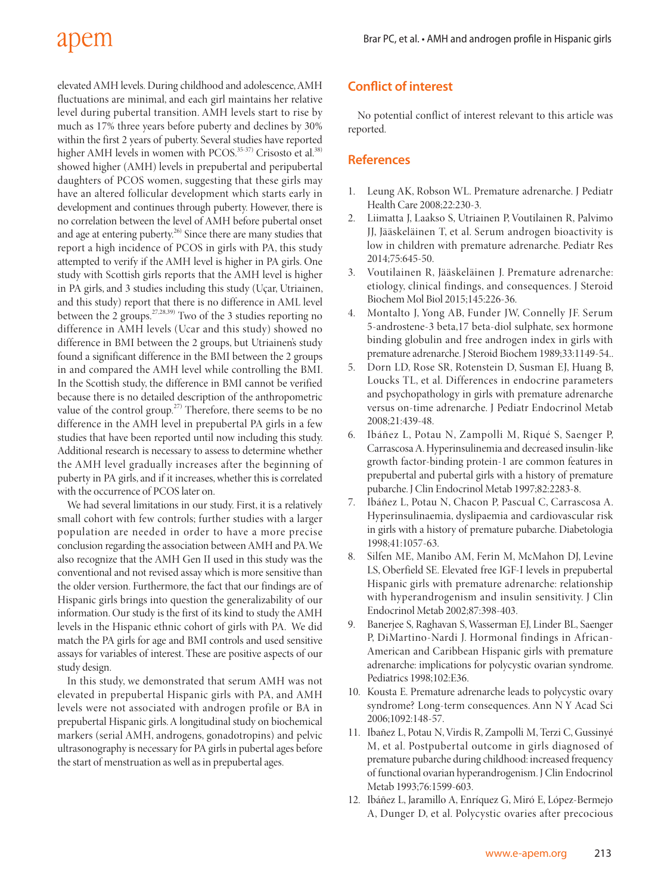elevated AMH levels. During childhood and adolescence, AMH fluctuations are minimal, and each girl maintains her relative level during pubertal transition. AMH levels start to rise by much as 17% three years before puberty and declines by 30% within the first 2 years of puberty. Several studies have reported higher AMH levels in women with PCOS.[35-37] Crisosto et al.[38] showed higher (AMH) levels in prepubertal and peripubertal daughters of PCOS women, suggesting that these girls may have an altered follicular development which starts early in development and continues through puberty. However, there is no correlation between the level of AMH before pubertal onset and age at entering puberty.[26] Since there are many studies that report a high incidence of PCOS in girls with PA, this study attempted to verify if the AMH level is higher in PA girls. One study with Scottish girls reports that the AMH level is higher in PA girls, and 3 studies including this study (Uçar, Utriainen, and this study) report that there is no difference in AML level between the 2 groups.[27,28,39] Two of the 3 studies reporting no difference in AMH levels (Ucar and this study) showed no difference in BMI between the 2 groups, but Utriainen's study found a significant difference in the BMI between the 2 groups in and compared the AMH level while controlling the BMI. In the Scottish study, the difference in BMI cannot be verified because there is no detailed description of the anthropometric value of the control group.[27] Therefore, there seems to be no difference in the AMH level in prepubertal PA girls in a few studies that have been reported until now including this study. Additional research is necessary to assess to determine whether the AMH level gradually increases after the beginning of puberty in PA girls, and if it increases, whether this is correlated with the occurrence of PCOS later on.

We had several limitations in our study. First, it is a relatively small cohort with few controls; further studies with a larger population are needed in order to have a more precise conclusion regarding the association between AMH and PA. We also recognize that the AMH Gen II used in this study was the conventional and not revised assay which is more sensitive than the older version. Furthermore, the fact that our findings are of Hispanic girls brings into question the generalizability of our information. Our study is the first of its kind to study the AMH levels in the Hispanic ethnic cohort of girls with PA. We did match the PA girls for age and BMI controls and used sensitive assays for variables of interest. These are positive aspects of our study design.

In this study, we demonstrated that serum AMH was not elevated in prepubertal Hispanic girls with PA, and AMH levels were not associated with androgen profile or BA in prepubertal Hispanic girls. A longitudinal study on biochemical markers (serial AMH, androgens, gonadotropins) and pelvic ultrasonography is necessary for PA girls in pubertal ages before the start of menstruation as well as in prepubertal ages.

## Conflict of interest

No potential conflict of interest relevant to this article was reported.

## References

1. Leung AK, Robson WL. Premature adrenarche. J Pediatr Health Care 2008;22:230-3.
2. Liimatta J, Laakso S, Utriainen P, Voutilainen R, Palvimo JJ, Jääskeläinen T, et al. Serum androgen bioactivity is low in children with premature adrenarche. Pediatr Res 2014;75:645-50.
3. Voutilainen R, Jääskeläinen J. Premature adrenarche: etiology, clinical findings, and consequences. J Steroid Biochem Mol Biol 2015;145:226-36.
4. Montalto J, Yong AB, Funder JW, Connelly JF. Serum 5-androstene-3 beta,17 beta-diol sulphate, sex hormone binding globulin and free androgen index in girls with premature adrenarche. J Steroid Biochem 1989;33:1149-54..
5. Dorn LD, Rose SR, Rotenstein D, Susman EJ, Huang B, Loucks TL, et al. Differences in endocrine parameters and psychopathology in girls with premature adrenarche versus on-time adrenarche. J Pediatr Endocrinol Metab 2008;21:439-48.
6. Ibáñez L, Potau N, Zampolli M, Riqué S, Saenger P, Carrascosa A. Hyperinsulinemia and decreased insulin-like growth factor-binding protein-1 are common features in prepubertal and pubertal girls with a history of premature pubarche. J Clin Endocrinol Metab 1997;82:2283-8.
7. Ibáñez L, Potau N, Chacon P, Pascual C, Carrascosa A. Hyperinsulinaemia, dyslipaemia and cardiovascular risk in girls with a history of premature pubarche. Diabetologia 1998;41:1057-63.
8. Silfen ME, Manibo AM, Ferin M, McMahon DJ, Levine LS, Oberfield SE. Elevated free IGF-I levels in prepubertal Hispanic girls with premature adrenarche: relationship with hyperandrogenism and insulin sensitivity. J Clin Endocrinol Metab 2002;87:398-403.
9. Banerjee S, Raghavan S, Wasserman EJ, Linder BL, Saenger P, DiMartino-Nardi J. Hormonal findings in African-American and Caribbean Hispanic girls with premature adrenarche: implications for polycystic ovarian syndrome. Pediatrics 1998;102:E36.
10. Kousta E. Premature adrenarche leads to polycystic ovary syndrome? Long-term consequences. Ann N Y Acad Sci 2006;1092:148-57.
11. Ibañez L, Potau N, Virdis R, Zampolli M, Terzi C, Gussinyé M, et al. Postpubertal outcome in girls diagnosed of premature pubarche during childhood: increased frequency of functional ovarian hyperandrogenism. J Clin Endocrinol Metab 1993;76:1599-603.
12. Ibáñez L, Jaramillo A, Enríquez G, Miró E, López-Bermejo A, Dunger D, et al. Polycystic ovaries after precocious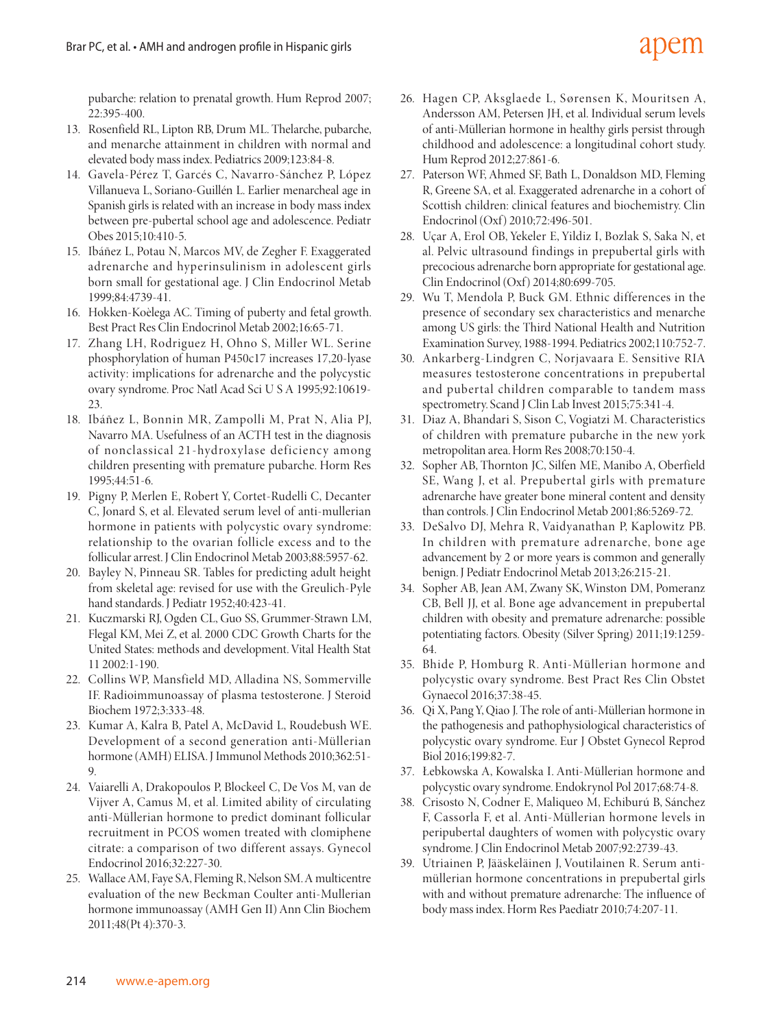pubarche: relation to prenatal growth. Hum Reprod 2007;22:395-400.

13. Rosenfield RL, Lipton RB, Drum ML. Thelarche, pubarche, and menarche attainment in children with normal and elevated body mass index. Pediatrics 2009;123:84-8.
14. Gavela-Pérez T, Garcés C, Navarro-Sánchez P, López Villanueva L, Soriano-Guillén L. Earlier menarcheal age in Spanish girls is related with an increase in body mass index between pre-pubertal school age and adolescence. Pediatr Obes 2015;10:410-5.
15. Ibáñez L, Potau N, Marcos MV, de Zegher F. Exaggerated adrenarche and hyperinsulinism in adolescent girls born small for gestational age. J Clin Endocrinol Metab 1999;84:4739-41.
16. Hokken-Koèlega AC. Timing of puberty and fetal growth. Best Pract Res Clin Endocrinol Metab 2002;16:65-71.
17. Zhang LH, Rodriguez H, Ohno S, Miller WL. Serine phosphorylation of human P450c17 increases 17,20-lyase activity: implications for adrenarche and the polycystic ovary syndrome. Proc Natl Acad Sci U S A 1995;92:10619-23.
18. Ibáñez L, Bonnin MR, Zampolli M, Prat N, Alia PJ, Navarro MA. Usefulness of an ACTH test in the diagnosis of nonclassical 21-hydroxylase deficiency among children presenting with premature pubarche. Horm Res 1995;44:51-6.
19. Pigny P, Merlen E, Robert Y, Cortet-Rudelli C, Decanter C, Jonard S, et al. Elevated serum level of anti-mullerian hormone in patients with polycystic ovary syndrome: relationship to the ovarian follicle excess and to the follicular arrest. J Clin Endocrinol Metab 2003;88:5957-62.
20. Bayley N, Pinneau SR. Tables for predicting adult height from skeletal age: revised for use with the Greulich-Pyle hand standards. J Pediatr 1952;40:423-41.
21. Kuczmarski RJ, Ogden CL, Guo SS, Grummer-Strawn LM, Flegal KM, Mei Z, et al. 2000 CDC Growth Charts for the United States: methods and development. Vital Health Stat 11 2002:1-190.
22. Collins WP, Mansfield MD, Alladina NS, Sommerville IF. Radioimmunoassay of plasma testosterone. J Steroid Biochem 1972;3:333-48.
23. Kumar A, Kalra B, Patel A, McDavid L, Roudebush WE. Development of a second generation anti-Müllerian hormone (AMH) ELISA. J Immunol Methods 2010;362:51-9.
24. Vaiarelli A, Drakopoulos P, Blockeel C, De Vos M, van de Vijver A, Camus M, et al. Limited ability of circulating anti-Müllerian hormone to predict dominant follicular recruitment in PCOS women treated with clomiphene citrate: a comparison of two different assays. Gynecol Endocrinol 2016;32:227-30.
25. Wallace AM, Faye SA, Fleming R, Nelson SM. A multicentre evaluation of the new Beckman Coulter anti-Mullerian hormone immunoassay (AMH Gen II) Ann Clin Biochem 2011;48(Pt 4):370-3.
26. Hagen CP, Aksglaede L, Sørensen K, Mouritsen A, Andersson AM, Petersen JH, et al. Individual serum levels of anti-Müllerian hormone in healthy girls persist through childhood and adolescence: a longitudinal cohort study. Hum Reprod 2012;27:861-6.
27. Paterson WF, Ahmed SF, Bath L, Donaldson MD, Fleming R, Greene SA, et al. Exaggerated adrenarche in a cohort of Scottish children: clinical features and biochemistry. Clin Endocrinol (Oxf) 2010;72:496-501.
28. Uçar A, Erol OB, Yekeler E, Yildiz I, Bozlak S, Saka N, et al. Pelvic ultrasound findings in prepubertal girls with precocious adrenarche born appropriate for gestational age. Clin Endocrinol (Oxf) 2014;80:699-705.
29. Wu T, Mendola P, Buck GM. Ethnic differences in the presence of secondary sex characteristics and menarche among US girls: the Third National Health and Nutrition Examination Survey, 1988-1994. Pediatrics 2002;110:752-7.
30. Ankarberg-Lindgren C, Norjavaara E. Sensitive RIA measures testosterone concentrations in prepubertal and pubertal children comparable to tandem mass spectrometry. Scand J Clin Lab Invest 2015;75:341-4.
31. Diaz A, Bhandari S, Sison C, Vogiatzi M. Characteristics of children with premature pubarche in the new york metropolitan area. Horm Res 2008;70:150-4.
32. Sopher AB, Thornton JC, Silfen ME, Manibo A, Oberfield SE, Wang J, et al. Prepubertal girls with premature adrenarche have greater bone mineral content and density than controls. J Clin Endocrinol Metab 2001;86:5269-72.
33. DeSalvo DJ, Mehra R, Vaidyanathan P, Kaplowitz PB. In children with premature adrenarche, bone age advancement by 2 or more years is common and generally benign. J Pediatr Endocrinol Metab 2013;26:215-21.
34. Sopher AB, Jean AM, Zwany SK, Winston DM, Pomeranz CB, Bell JJ, et al. Bone age advancement in prepubertal children with obesity and premature adrenarche: possible potentiating factors. Obesity (Silver Spring) 2011;19:1259-64.
35. Bhide P, Homburg R. Anti-Müllerian hormone and polycystic ovary syndrome. Best Pract Res Clin Obstet Gynaecol 2016;37:38-45.
36. Qi X, Pang Y, Qiao J. The role of anti-Müllerian hormone in the pathogenesis and pathophysiological characteristics of polycystic ovary syndrome. Eur J Obstet Gynecol Reprod Biol 2016;199:82-7.
37. Łebkowska A, Kowalska I. Anti-Müllerian hormone and polycystic ovary syndrome. Endokrynol Pol 2017;68:74-8.
38. Crisosto N, Codner E, Maliqueo M, Echiburú B, Sánchez F, Cassorla F, et al. Anti-Müllerian hormone levels in peripubertal daughters of women with polycystic ovary syndrome. J Clin Endocrinol Metab 2007;92:2739-43.
39. Utriainen P, Jääskeläinen J, Voutilainen R. Serum anti-müllerian hormone concentrations in prepubertal girls with and without premature adrenarche: The influence of body mass index. Horm Res Paediatr 2010;74:207-11.